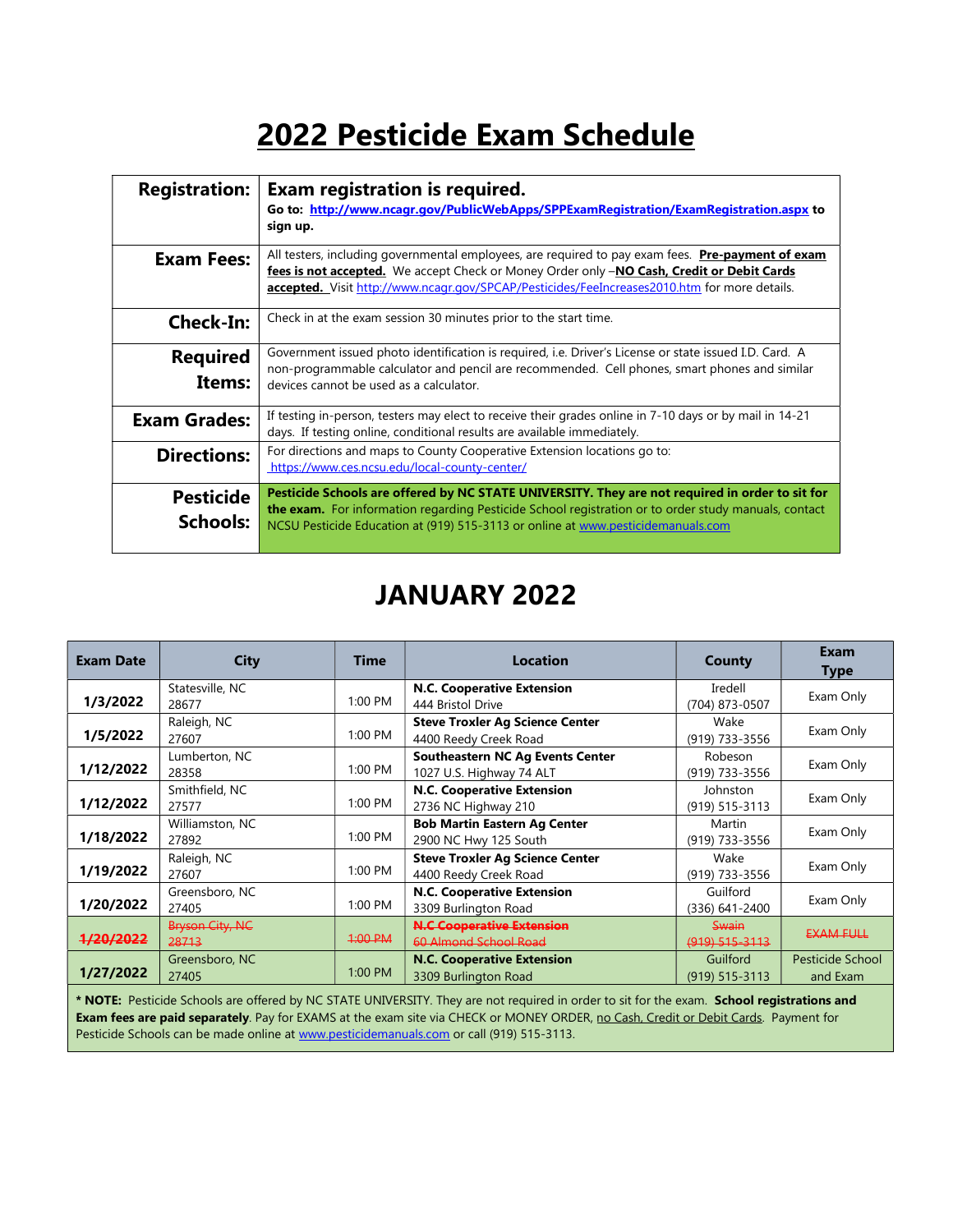# 2022 Pesticide Exam Schedule

| | |
|---|---|
| **Registration:** | **Exam registration is required.** **Go to: http://www.ncagr.gov/PublicWebApps/SPPExamRegistration/ExamRegistration.aspx to sign up.** |
| **Exam Fees:** | All testers, including governmental employees, are required to pay exam fees. **Pre-payment of exam fees is not accepted.** We accept Check or Money Order only –**NO Cash, Credit or Debit Cards accepted.** Visit http://www.ncagr.gov/SPCAP/Pesticides/FeeIncreases2010.htm for more details. |
| **Check-In:** | Check in at the exam session 30 minutes prior to the start time. |
| **Required Items:** | Government issued photo identification is required, i.e. Driver's License or state issued I.D. Card. A non-programmable calculator and pencil are recommended. Cell phones, smart phones and similar devices cannot be used as a calculator. |
| **Exam Grades:** | If testing in-person, testers may elect to receive their grades online in 7-10 days or by mail in 14-21 days. If testing online, conditional results are available immediately. |
| **Directions:** | For directions and maps to County Cooperative Extension locations go to: https://www.ces.ncsu.edu/local-county-center/ |
| **Pesticide Schools:** | **Pesticide Schools are offered by NC STATE UNIVERSITY. They are not required in order to sit for the exam.** For information regarding Pesticide School registration or to order study manuals, contact NCSU Pesticide Education at (919) 515-3113 or online at www.pesticidemanuals.com |

## JANUARY 2022

| Exam Date | City | Time | Location | County | Exam Type |
|---|---|---|---|---|---|
| **1/3/2022** | Statesville, NC 28677 | 1:00 PM | **N.C. Cooperative Extension** 444 Bristol Drive | Iredell (704) 873-0507 | Exam Only |
| **1/5/2022** | Raleigh, NC 27607 | 1:00 PM | **Steve Troxler Ag Science Center** 4400 Reedy Creek Road | Wake (919) 733-3556 | Exam Only |
| **1/12/2022** | Lumberton, NC 28358 | 1:00 PM | **Southeastern NC Ag Events Center** 1027 U.S. Highway 74 ALT | Robeson (919) 733-3556 | Exam Only |
| **1/12/2022** | Smithfield, NC 27577 | 1:00 PM | **N.C. Cooperative Extension** 2736 NC Highway 210 | Johnston (919) 515-3113 | Exam Only |
| **1/18/2022** | Williamston, NC 27892 | 1:00 PM | **Bob Martin Eastern Ag Center** 2900 NC Hwy 125 South | Martin (919) 733-3556 | Exam Only |
| **1/19/2022** | Raleigh, NC 27607 | 1:00 PM | **Steve Troxler Ag Science Center** 4400 Reedy Creek Road | Wake (919) 733-3556 | Exam Only |
| **1/20/2022** | Greensboro, NC 27405 | 1:00 PM | **N.C. Cooperative Extension** 3309 Burlington Road | Guilford (336) 641-2400 | Exam Only |
| ~~**1/20/2022**~~ | ~~Bryson City, NC 28713~~ | ~~1:00 PM~~ | ~~**N.C Cooperative Extension** 60 Almond School Road~~ | ~~Swain (919) 515-3113~~ | ~~EXAM FULL~~ |
| **1/27/2022** | Greensboro, NC 27405 | 1:00 PM | **N.C. Cooperative Extension** 3309 Burlington Road | Guilford (919) 515-3113 | Pesticide School and Exam |

*** NOTE:** Pesticide Schools are offered by NC STATE UNIVERSITY. They are not required in order to sit for the exam. **School registrations and Exam fees are paid separately**. Pay for EXAMS at the exam site via CHECK or MONEY ORDER, no Cash, Credit or Debit Cards. Payment for Pesticide Schools can be made online at www.pesticidemanuals.com or call (919) 515-3113.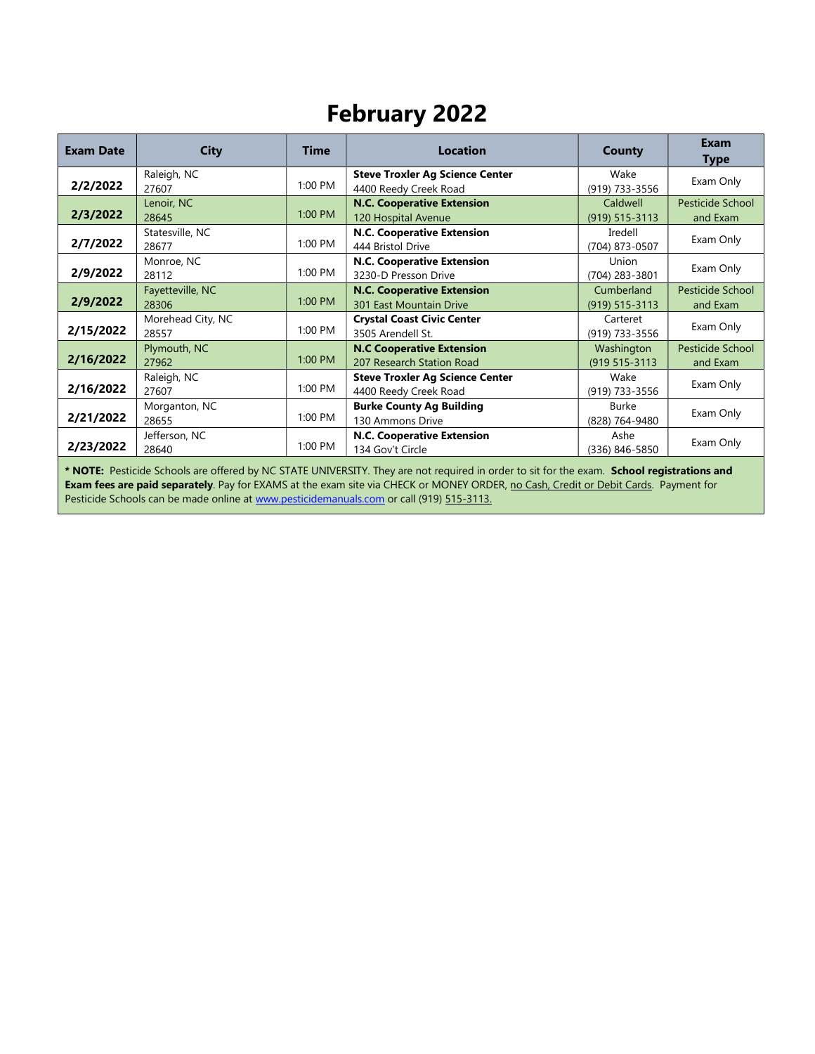# February 2022

| Exam Date | City | Time | Location | County | Exam Type |
|---|---|---|---|---|---|
| **2/2/2022** | Raleigh, NC 27607 | 1:00 PM | **Steve Troxler Ag Science Center** 4400 Reedy Creek Road | Wake (919) 733-3556 | Exam Only |
| **2/3/2022** | Lenoir, NC 28645 | 1:00 PM | **N.C. Cooperative Extension** 120 Hospital Avenue | Caldwell (919) 515-3113 | Pesticide School and Exam |
| **2/7/2022** | Statesville, NC 28677 | 1:00 PM | **N.C. Cooperative Extension** 444 Bristol Drive | Iredell (704) 873-0507 | Exam Only |
| **2/9/2022** | Monroe, NC 28112 | 1:00 PM | **N.C. Cooperative Extension** 3230-D Presson Drive | Union (704) 283-3801 | Exam Only |
| **2/9/2022** | Fayetteville, NC 28306 | 1:00 PM | **N.C. Cooperative Extension** 301 East Mountain Drive | Cumberland (919) 515-3113 | Pesticide School and Exam |
| **2/15/2022** | Morehead City, NC 28557 | 1:00 PM | **Crystal Coast Civic Center** 3505 Arendell St. | Carteret (919) 733-3556 | Exam Only |
| **2/16/2022** | Plymouth, NC 27962 | 1:00 PM | **N.C Cooperative Extension** 207 Research Station Road | Washington (919 515-3113 | Pesticide School and Exam |
| **2/16/2022** | Raleigh, NC 27607 | 1:00 PM | **Steve Troxler Ag Science Center** 4400 Reedy Creek Road | Wake (919) 733-3556 | Exam Only |
| **2/21/2022** | Morganton, NC 28655 | 1:00 PM | **Burke County Ag Building** 130 Ammons Drive | Burke (828) 764-9480 | Exam Only |
| **2/23/2022** | Jefferson, NC 28640 | 1:00 PM | **N.C. Cooperative Extension** 134 Gov't Circle | Ashe (336) 846-5850 | Exam Only |

*** NOTE:** Pesticide Schools are offered by NC STATE UNIVERSITY. They are not required in order to sit for the exam. **School registrations and Exam fees are paid separately**. Pay for EXAMS at the exam site via CHECK or MONEY ORDER, no Cash, Credit or Debit Cards. Payment for Pesticide Schools can be made online at www.pesticidemanuals.com or call (919) 515-3113.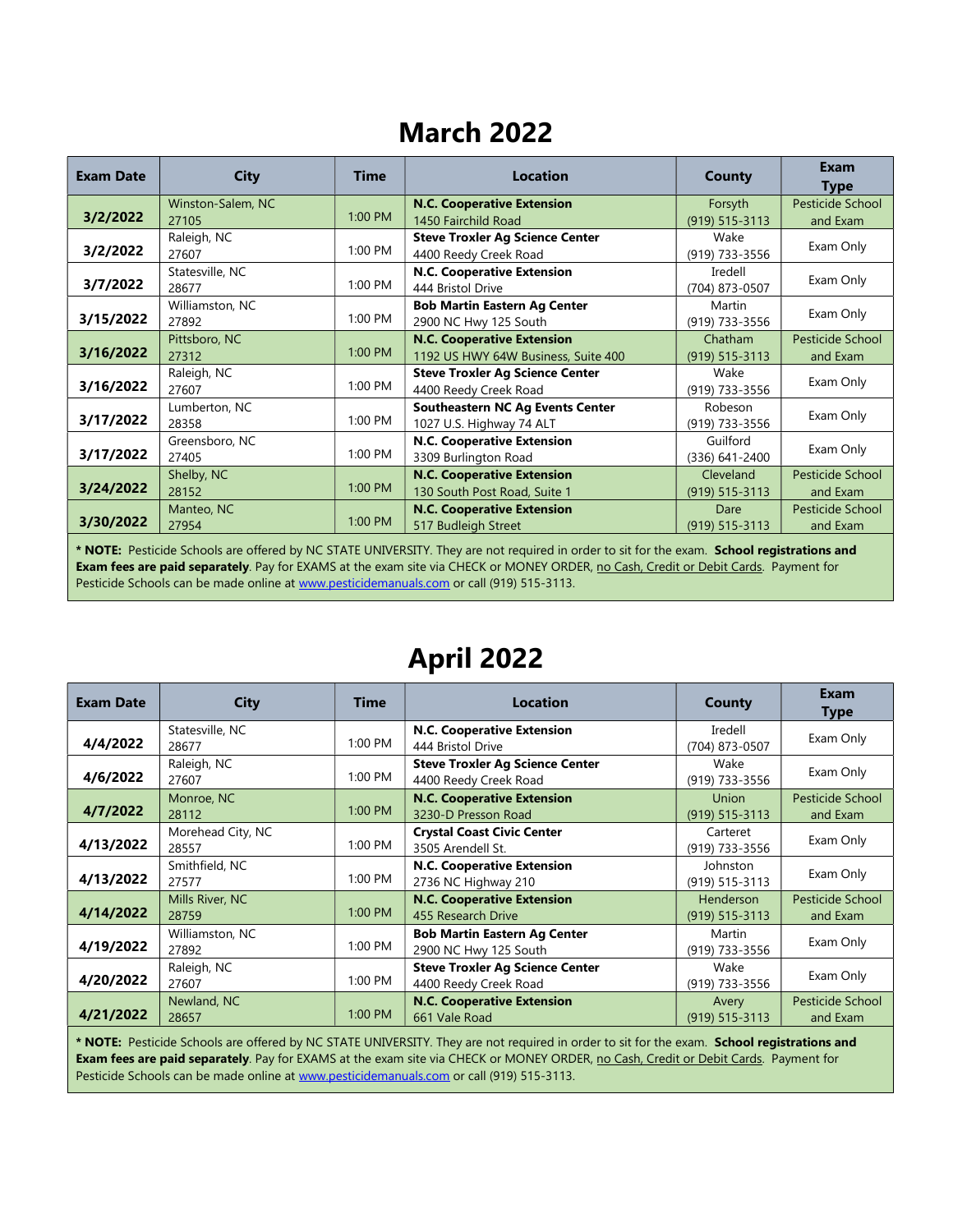# March 2022

| Exam Date | City | Time | Location | County | Exam Type |
|---|---|---|---|---|---|
| **3/2/2022** | Winston-Salem, NC 27105 | 1:00 PM | **N.C. Cooperative Extension** 1450 Fairchild Road | Forsyth (919) 515-3113 | Pesticide School and Exam |
| **3/2/2022** | Raleigh, NC 27607 | 1:00 PM | **Steve Troxler Ag Science Center** 4400 Reedy Creek Road | Wake (919) 733-3556 | Exam Only |
| **3/7/2022** | Statesville, NC 28677 | 1:00 PM | **N.C. Cooperative Extension** 444 Bristol Drive | Iredell (704) 873-0507 | Exam Only |
| **3/15/2022** | Williamston, NC 27892 | 1:00 PM | **Bob Martin Eastern Ag Center** 2900 NC Hwy 125 South | Martin (919) 733-3556 | Exam Only |
| **3/16/2022** | Pittsboro, NC 27312 | 1:00 PM | **N.C. Cooperative Extension** 1192 US HWY 64W Business, Suite 400 | Chatham (919) 515-3113 | Pesticide School and Exam |
| **3/16/2022** | Raleigh, NC 27607 | 1:00 PM | **Steve Troxler Ag Science Center** 4400 Reedy Creek Road | Wake (919) 733-3556 | Exam Only |
| **3/17/2022** | Lumberton, NC 28358 | 1:00 PM | **Southeastern NC Ag Events Center** 1027 U.S. Highway 74 ALT | Robeson (919) 733-3556 | Exam Only |
| **3/17/2022** | Greensboro, NC 27405 | 1:00 PM | **N.C. Cooperative Extension** 3309 Burlington Road | Guilford (336) 641-2400 | Exam Only |
| **3/24/2022** | Shelby, NC 28152 | 1:00 PM | **N.C. Cooperative Extension** 130 South Post Road, Suite 1 | Cleveland (919) 515-3113 | Pesticide School and Exam |
| **3/30/2022** | Manteo, NC 27954 | 1:00 PM | **N.C. Cooperative Extension** 517 Budleigh Street | Dare (919) 515-3113 | Pesticide School and Exam |

**\* NOTE:** Pesticide Schools are offered by NC STATE UNIVERSITY. They are not required in order to sit for the exam. **School registrations and Exam fees are paid separately**. Pay for EXAMS at the exam site via CHECK or MONEY ORDER, no Cash, Credit or Debit Cards. Payment for Pesticide Schools can be made online at www.pesticidemanuals.com or call (919) 515-3113.

# April 2022

| Exam Date | City | Time | Location | County | Exam Type |
|---|---|---|---|---|---|
| **4/4/2022** | Statesville, NC 28677 | 1:00 PM | **N.C. Cooperative Extension** 444 Bristol Drive | Iredell (704) 873-0507 | Exam Only |
| **4/6/2022** | Raleigh, NC 27607 | 1:00 PM | **Steve Troxler Ag Science Center** 4400 Reedy Creek Road | Wake (919) 733-3556 | Exam Only |
| **4/7/2022** | Monroe, NC 28112 | 1:00 PM | **N.C. Cooperative Extension** 3230-D Presson Road | Union (919) 515-3113 | Pesticide School and Exam |
| **4/13/2022** | Morehead City, NC 28557 | 1:00 PM | **Crystal Coast Civic Center** 3505 Arendell St. | Carteret (919) 733-3556 | Exam Only |
| **4/13/2022** | Smithfield, NC 27577 | 1:00 PM | **N.C. Cooperative Extension** 2736 NC Highway 210 | Johnston (919) 515-3113 | Exam Only |
| **4/14/2022** | Mills River, NC 28759 | 1:00 PM | **N.C. Cooperative Extension** 455 Research Drive | Henderson (919) 515-3113 | Pesticide School and Exam |
| **4/19/2022** | Williamston, NC 27892 | 1:00 PM | **Bob Martin Eastern Ag Center** 2900 NC Hwy 125 South | Martin (919) 733-3556 | Exam Only |
| **4/20/2022** | Raleigh, NC 27607 | 1:00 PM | **Steve Troxler Ag Science Center** 4400 Reedy Creek Road | Wake (919) 733-3556 | Exam Only |
| **4/21/2022** | Newland, NC 28657 | 1:00 PM | **N.C. Cooperative Extension** 661 Vale Road | Avery (919) 515-3113 | Pesticide School and Exam |

**\* NOTE:** Pesticide Schools are offered by NC STATE UNIVERSITY. They are not required in order to sit for the exam. **School registrations and Exam fees are paid separately**. Pay for EXAMS at the exam site via CHECK or MONEY ORDER, no Cash, Credit or Debit Cards. Payment for Pesticide Schools can be made online at www.pesticidemanuals.com or call (919) 515-3113.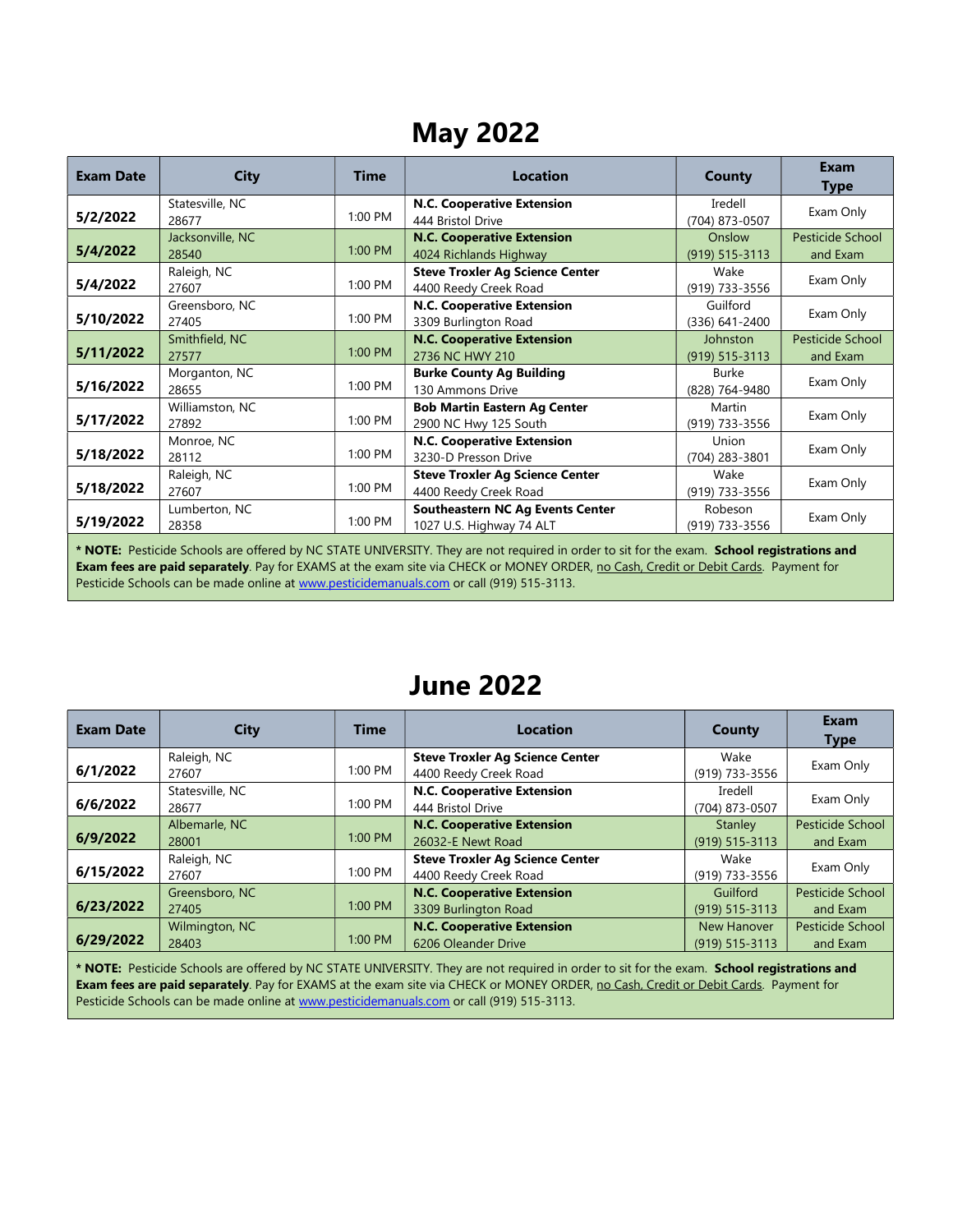# May 2022

| Exam Date | City | Time | Location | County | Exam Type |
|---|---|---|---|---|---|
| **5/2/2022** | Statesville, NC 28677 | 1:00 PM | **N.C. Cooperative Extension** 444 Bristol Drive | Iredell (704) 873-0507 | Exam Only |
| **5/4/2022** | Jacksonville, NC 28540 | 1:00 PM | **N.C. Cooperative Extension** 4024 Richlands Highway | Onslow (919) 515-3113 | Pesticide School and Exam |
| **5/4/2022** | Raleigh, NC 27607 | 1:00 PM | **Steve Troxler Ag Science Center** 4400 Reedy Creek Road | Wake (919) 733-3556 | Exam Only |
| **5/10/2022** | Greensboro, NC 27405 | 1:00 PM | **N.C. Cooperative Extension** 3309 Burlington Road | Guilford (336) 641-2400 | Exam Only |
| **5/11/2022** | Smithfield, NC 27577 | 1:00 PM | **N.C. Cooperative Extension** 2736 NC HWY 210 | Johnston (919) 515-3113 | Pesticide School and Exam |
| **5/16/2022** | Morganton, NC 28655 | 1:00 PM | **Burke County Ag Building** 130 Ammons Drive | Burke (828) 764-9480 | Exam Only |
| **5/17/2022** | Williamston, NC 27892 | 1:00 PM | **Bob Martin Eastern Ag Center** 2900 NC Hwy 125 South | Martin (919) 733-3556 | Exam Only |
| **5/18/2022** | Monroe, NC 28112 | 1:00 PM | **N.C. Cooperative Extension** 3230-D Presson Drive | Union (704) 283-3801 | Exam Only |
| **5/18/2022** | Raleigh, NC 27607 | 1:00 PM | **Steve Troxler Ag Science Center** 4400 Reedy Creek Road | Wake (919) 733-3556 | Exam Only |
| **5/19/2022** | Lumberton, NC 28358 | 1:00 PM | **Southeastern NC Ag Events Center** 1027 U.S. Highway 74 ALT | Robeson (919) 733-3556 | Exam Only |

**\* NOTE:** Pesticide Schools are offered by NC STATE UNIVERSITY. They are not required in order to sit for the exam. **School registrations and Exam fees are paid separately**. Pay for EXAMS at the exam site via CHECK or MONEY ORDER, no Cash, Credit or Debit Cards. Payment for Pesticide Schools can be made online at www.pesticidemanuals.com or call (919) 515-3113.

# June 2022

| Exam Date | City | Time | Location | County | Exam Type |
|---|---|---|---|---|---|
| **6/1/2022** | Raleigh, NC 27607 | 1:00 PM | **Steve Troxler Ag Science Center** 4400 Reedy Creek Road | Wake (919) 733-3556 | Exam Only |
| **6/6/2022** | Statesville, NC 28677 | 1:00 PM | **N.C. Cooperative Extension** 444 Bristol Drive | Iredell (704) 873-0507 | Exam Only |
| **6/9/2022** | Albemarle, NC 28001 | 1:00 PM | **N.C. Cooperative Extension** 26032-E Newt Road | Stanley (919) 515-3113 | Pesticide School and Exam |
| **6/15/2022** | Raleigh, NC 27607 | 1:00 PM | **Steve Troxler Ag Science Center** 4400 Reedy Creek Road | Wake (919) 733-3556 | Exam Only |
| **6/23/2022** | Greensboro, NC 27405 | 1:00 PM | **N.C. Cooperative Extension** 3309 Burlington Road | Guilford (919) 515-3113 | Pesticide School and Exam |
| **6/29/2022** | Wilmington, NC 28403 | 1:00 PM | **N.C. Cooperative Extension** 6206 Oleander Drive | New Hanover (919) 515-3113 | Pesticide School and Exam |

**\* NOTE:** Pesticide Schools are offered by NC STATE UNIVERSITY. They are not required in order to sit for the exam. **School registrations and Exam fees are paid separately**. Pay for EXAMS at the exam site via CHECK or MONEY ORDER, no Cash, Credit or Debit Cards. Payment for Pesticide Schools can be made online at www.pesticidemanuals.com or call (919) 515-3113.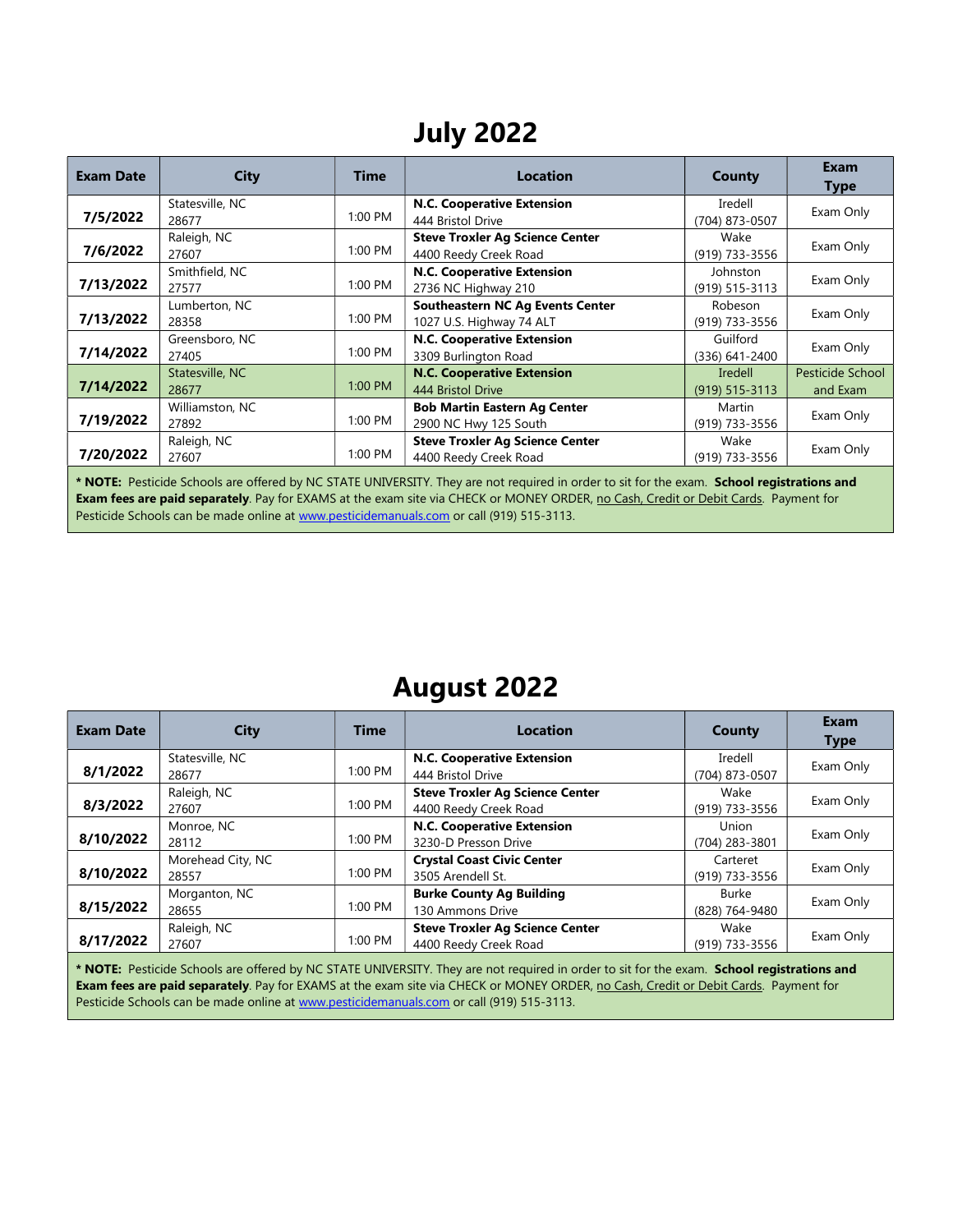# July 2022

| Exam Date | City | Time | Location | County | Exam Type |
|---|---|---|---|---|---|
| **7/5/2022** | Statesville, NC 28677 | 1:00 PM | **N.C. Cooperative Extension** 444 Bristol Drive | Iredell (704) 873-0507 | Exam Only |
| **7/6/2022** | Raleigh, NC 27607 | 1:00 PM | **Steve Troxler Ag Science Center** 4400 Reedy Creek Road | Wake (919) 733-3556 | Exam Only |
| **7/13/2022** | Smithfield, NC 27577 | 1:00 PM | **N.C. Cooperative Extension** 2736 NC Highway 210 | Johnston (919) 515-3113 | Exam Only |
| **7/13/2022** | Lumberton, NC 28358 | 1:00 PM | **Southeastern NC Ag Events Center** 1027 U.S. Highway 74 ALT | Robeson (919) 733-3556 | Exam Only |
| **7/14/2022** | Greensboro, NC 27405 | 1:00 PM | **N.C. Cooperative Extension** 3309 Burlington Road | Guilford (336) 641-2400 | Exam Only |
| **7/14/2022** | Statesville, NC 28677 | 1:00 PM | **N.C. Cooperative Extension** 444 Bristol Drive | Iredell (919) 515-3113 | Pesticide School and Exam |
| **7/19/2022** | Williamston, NC 27892 | 1:00 PM | **Bob Martin Eastern Ag Center** 2900 NC Hwy 125 South | Martin (919) 733-3556 | Exam Only |
| **7/20/2022** | Raleigh, NC 27607 | 1:00 PM | **Steve Troxler Ag Science Center** 4400 Reedy Creek Road | Wake (919) 733-3556 | Exam Only |

**\* NOTE:** Pesticide Schools are offered by NC STATE UNIVERSITY. They are not required in order to sit for the exam. **School registrations and Exam fees are paid separately**. Pay for EXAMS at the exam site via CHECK or MONEY ORDER, no Cash, Credit or Debit Cards. Payment for Pesticide Schools can be made online at www.pesticidemanuals.com or call (919) 515-3113.

# August 2022

| Exam Date | City | Time | Location | County | Exam Type |
|---|---|---|---|---|---|
| **8/1/2022** | Statesville, NC 28677 | 1:00 PM | **N.C. Cooperative Extension** 444 Bristol Drive | Iredell (704) 873-0507 | Exam Only |
| **8/3/2022** | Raleigh, NC 27607 | 1:00 PM | **Steve Troxler Ag Science Center** 4400 Reedy Creek Road | Wake (919) 733-3556 | Exam Only |
| **8/10/2022** | Monroe, NC 28112 | 1:00 PM | **N.C. Cooperative Extension** 3230-D Presson Drive | Union (704) 283-3801 | Exam Only |
| **8/10/2022** | Morehead City, NC 28557 | 1:00 PM | **Crystal Coast Civic Center** 3505 Arendell St. | Carteret (919) 733-3556 | Exam Only |
| **8/15/2022** | Morganton, NC 28655 | 1:00 PM | **Burke County Ag Building** 130 Ammons Drive | Burke (828) 764-9480 | Exam Only |
| **8/17/2022** | Raleigh, NC 27607 | 1:00 PM | **Steve Troxler Ag Science Center** 4400 Reedy Creek Road | Wake (919) 733-3556 | Exam Only |

**\* NOTE:** Pesticide Schools are offered by NC STATE UNIVERSITY. They are not required in order to sit for the exam. **School registrations and Exam fees are paid separately**. Pay for EXAMS at the exam site via CHECK or MONEY ORDER, no Cash, Credit or Debit Cards. Payment for Pesticide Schools can be made online at www.pesticidemanuals.com or call (919) 515-3113.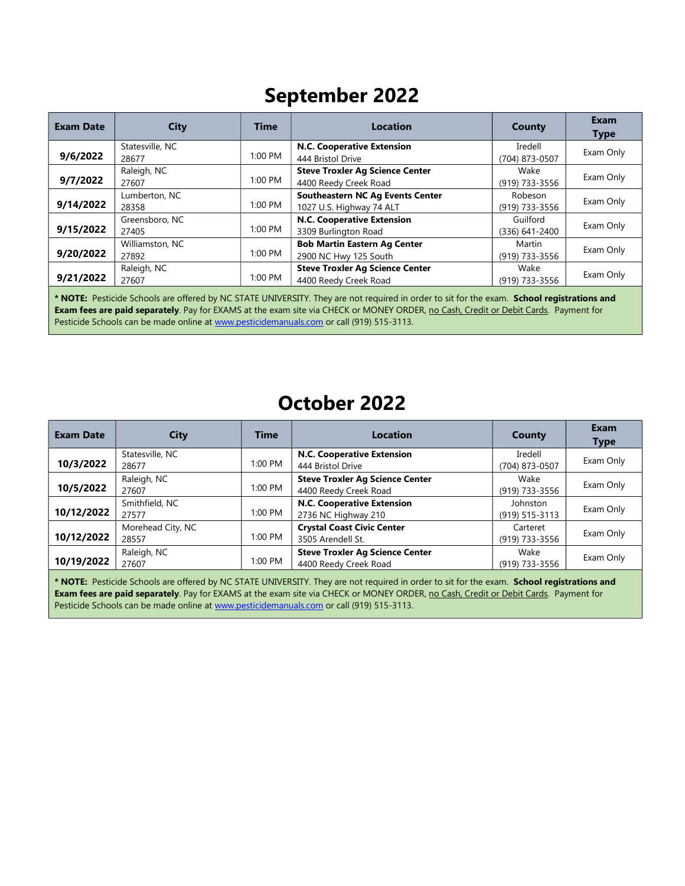# September 2022

| Exam Date | City | Time | Location | County | Exam Type |
|---|---|---|---|---|---|
| **9/6/2022** | Statesville, NC 28677 | 1:00 PM | **N.C. Cooperative Extension** 444 Bristol Drive | Iredell (704) 873-0507 | Exam Only |
| **9/7/2022** | Raleigh, NC 27607 | 1:00 PM | **Steve Troxler Ag Science Center** 4400 Reedy Creek Road | Wake (919) 733-3556 | Exam Only |
| **9/14/2022** | Lumberton, NC 28358 | 1:00 PM | **Southeastern NC Ag Events Center** 1027 U.S. Highway 74 ALT | Robeson (919) 733-3556 | Exam Only |
| **9/15/2022** | Greensboro, NC 27405 | 1:00 PM | **N.C. Cooperative Extension** 3309 Burlington Road | Guilford (336) 641-2400 | Exam Only |
| **9/20/2022** | Williamston, NC 27892 | 1:00 PM | **Bob Martin Eastern Ag Center** 2900 NC Hwy 125 South | Martin (919) 733-3556 | Exam Only |
| **9/21/2022** | Raleigh, NC 27607 | 1:00 PM | **Steve Troxler Ag Science Center** 4400 Reedy Creek Road | Wake (919) 733-3556 | Exam Only |

**\* NOTE:** Pesticide Schools are offered by NC STATE UNIVERSITY. They are not required in order to sit for the exam. **School registrations and Exam fees are paid separately**. Pay for EXAMS at the exam site via CHECK or MONEY ORDER, no Cash, Credit or Debit Cards. Payment for Pesticide Schools can be made online at www.pesticidemanuals.com or call (919) 515-3113.

# October 2022

| Exam Date | City | Time | Location | County | Exam Type |
|---|---|---|---|---|---|
| **10/3/2022** | Statesville, NC 28677 | 1:00 PM | **N.C. Cooperative Extension** 444 Bristol Drive | Iredell (704) 873-0507 | Exam Only |
| **10/5/2022** | Raleigh, NC 27607 | 1:00 PM | **Steve Troxler Ag Science Center** 4400 Reedy Creek Road | Wake (919) 733-3556 | Exam Only |
| **10/12/2022** | Smithfield, NC 27577 | 1:00 PM | **N.C. Cooperative Extension** 2736 NC Highway 210 | Johnston (919) 515-3113 | Exam Only |
| **10/12/2022** | Morehead City, NC 28557 | 1:00 PM | **Crystal Coast Civic Center** 3505 Arendell St. | Carteret (919) 733-3556 | Exam Only |
| **10/19/2022** | Raleigh, NC 27607 | 1:00 PM | **Steve Troxler Ag Science Center** 4400 Reedy Creek Road | Wake (919) 733-3556 | Exam Only |

**\* NOTE:** Pesticide Schools are offered by NC STATE UNIVERSITY. They are not required in order to sit for the exam. **School registrations and Exam fees are paid separately**. Pay for EXAMS at the exam site via CHECK or MONEY ORDER, no Cash, Credit or Debit Cards. Payment for Pesticide Schools can be made online at www.pesticidemanuals.com or call (919) 515-3113.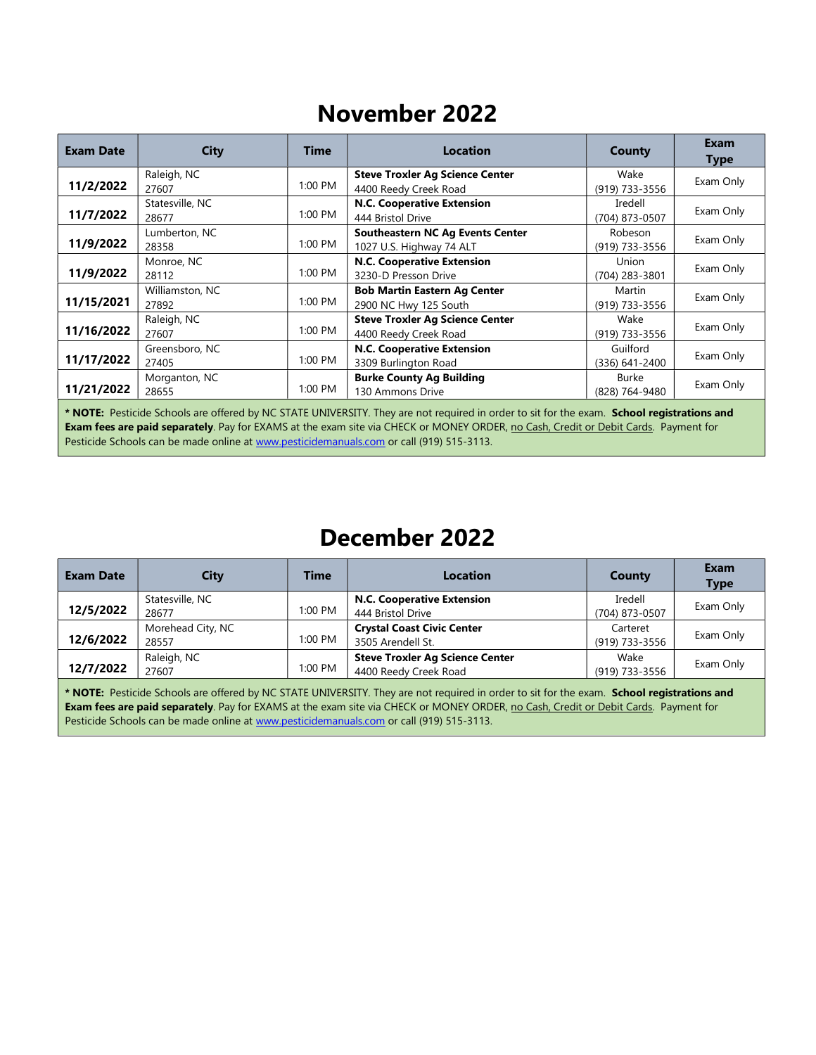# November 2022

| Exam Date | City | Time | Location | County | Exam Type |
|---|---|---|---|---|---|
| **11/2/2022** | Raleigh, NC 27607 | 1:00 PM | **Steve Troxler Ag Science Center** 4400 Reedy Creek Road | Wake (919) 733-3556 | Exam Only |
| **11/7/2022** | Statesville, NC 28677 | 1:00 PM | **N.C. Cooperative Extension** 444 Bristol Drive | Iredell (704) 873-0507 | Exam Only |
| **11/9/2022** | Lumberton, NC 28358 | 1:00 PM | **Southeastern NC Ag Events Center** 1027 U.S. Highway 74 ALT | Robeson (919) 733-3556 | Exam Only |
| **11/9/2022** | Monroe, NC 28112 | 1:00 PM | **N.C. Cooperative Extension** 3230-D Presson Drive | Union (704) 283-3801 | Exam Only |
| **11/15/2021** | Williamston, NC 27892 | 1:00 PM | **Bob Martin Eastern Ag Center** 2900 NC Hwy 125 South | Martin (919) 733-3556 | Exam Only |
| **11/16/2022** | Raleigh, NC 27607 | 1:00 PM | **Steve Troxler Ag Science Center** 4400 Reedy Creek Road | Wake (919) 733-3556 | Exam Only |
| **11/17/2022** | Greensboro, NC 27405 | 1:00 PM | **N.C. Cooperative Extension** 3309 Burlington Road | Guilford (336) 641-2400 | Exam Only |
| **11/21/2022** | Morganton, NC 28655 | 1:00 PM | **Burke County Ag Building** 130 Ammons Drive | Burke (828) 764-9480 | Exam Only |

**\* NOTE:** Pesticide Schools are offered by NC STATE UNIVERSITY. They are not required in order to sit for the exam. **School registrations and Exam fees are paid separately**. Pay for EXAMS at the exam site via CHECK or MONEY ORDER, no Cash, Credit or Debit Cards. Payment for Pesticide Schools can be made online at www.pesticidemanuals.com or call (919) 515-3113.

# December 2022

| Exam Date | City | Time | Location | County | Exam Type |
|---|---|---|---|---|---|
| **12/5/2022** | Statesville, NC 28677 | 1:00 PM | **N.C. Cooperative Extension** 444 Bristol Drive | Iredell (704) 873-0507 | Exam Only |
| **12/6/2022** | Morehead City, NC 28557 | 1:00 PM | **Crystal Coast Civic Center** 3505 Arendell St. | Carteret (919) 733-3556 | Exam Only |
| **12/7/2022** | Raleigh, NC 27607 | 1:00 PM | **Steve Troxler Ag Science Center** 4400 Reedy Creek Road | Wake (919) 733-3556 | Exam Only |

**\* NOTE:** Pesticide Schools are offered by NC STATE UNIVERSITY. They are not required in order to sit for the exam. **School registrations and Exam fees are paid separately**. Pay for EXAMS at the exam site via CHECK or MONEY ORDER, no Cash, Credit or Debit Cards. Payment for Pesticide Schools can be made online at www.pesticidemanuals.com or call (919) 515-3113.